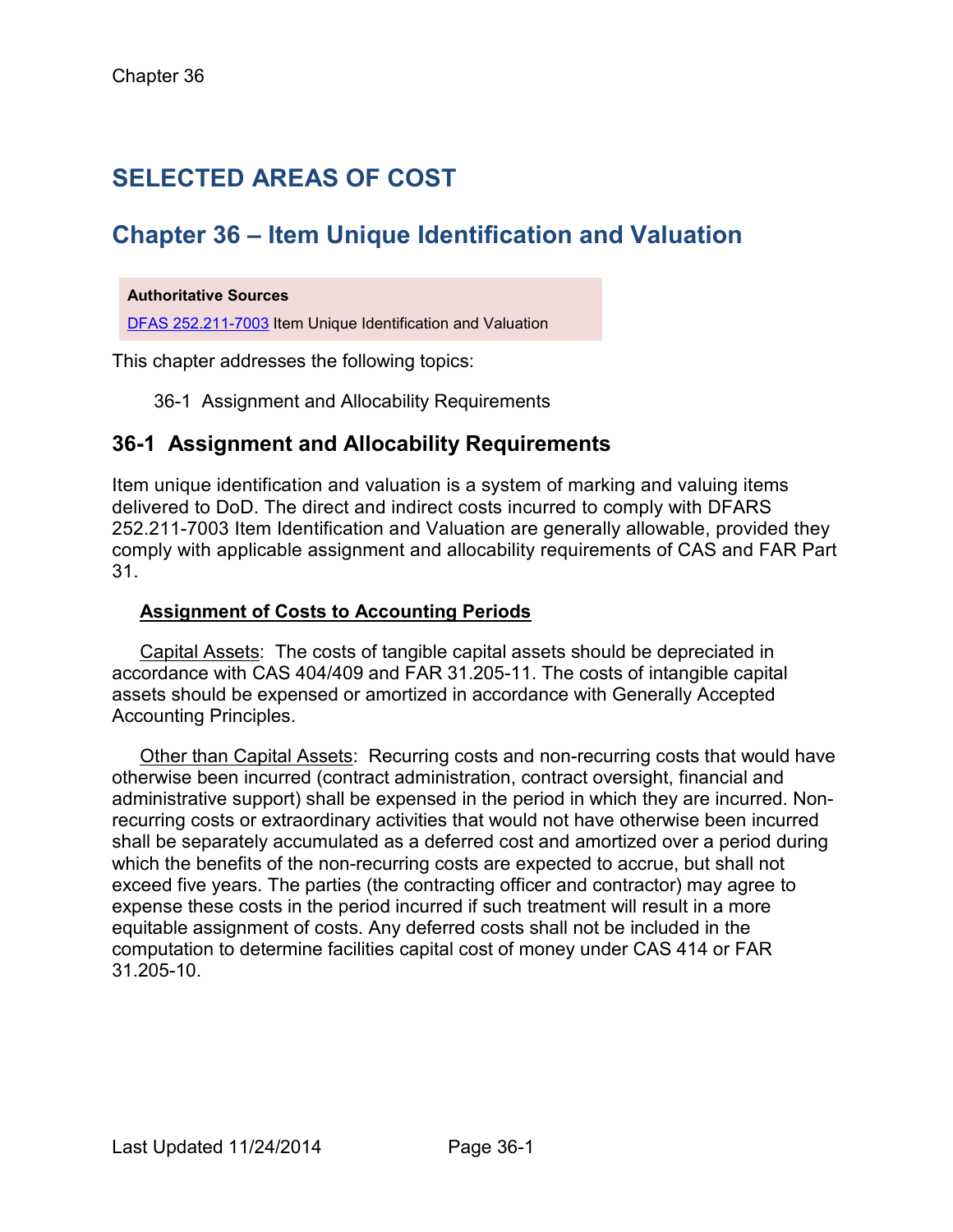# SELECTED AREAS OF COST

# Chapter 36 – Item Unique Identification and Valuation

**Authoritative Sources**

DFAS 252.211-7003 Item Unique Identification and Valuation

This chapter addresses the following topics:

36-1 Assignment and Allocability Requirements

## 36-1 Assignment and Allocability Requirements

Item unique identification and valuation is a system of marking and valuing items delivered to DoD. The direct and indirect costs incurred to comply with DFARS 252.211-7003 Item Identification and Valuation are generally allowable, provided they comply with applicable assignment and allocability requirements of CAS and FAR Part 31.

**Assignment of Costs to Accounting Periods**

Capital Assets: The costs of tangible capital assets should be depreciated in accordance with CAS 404/409 and FAR 31.205-11. The costs of intangible capital assets should be expensed or amortized in accordance with Generally Accepted Accounting Principles.

Other than Capital Assets: Recurring costs and non-recurring costs that would have otherwise been incurred (contract administration, contract oversight, financial and administrative support) shall be expensed in the period in which they are incurred. Non-recurring costs or extraordinary activities that would not have otherwise been incurred shall be separately accumulated as a deferred cost and amortized over a period during which the benefits of the non-recurring costs are expected to accrue, but shall not exceed five years. The parties (the contracting officer and contractor) may agree to expense these costs in the period incurred if such treatment will result in a more equitable assignment of costs. Any deferred costs shall not be included in the computation to determine facilities capital cost of money under CAS 414 or FAR 31.205-10.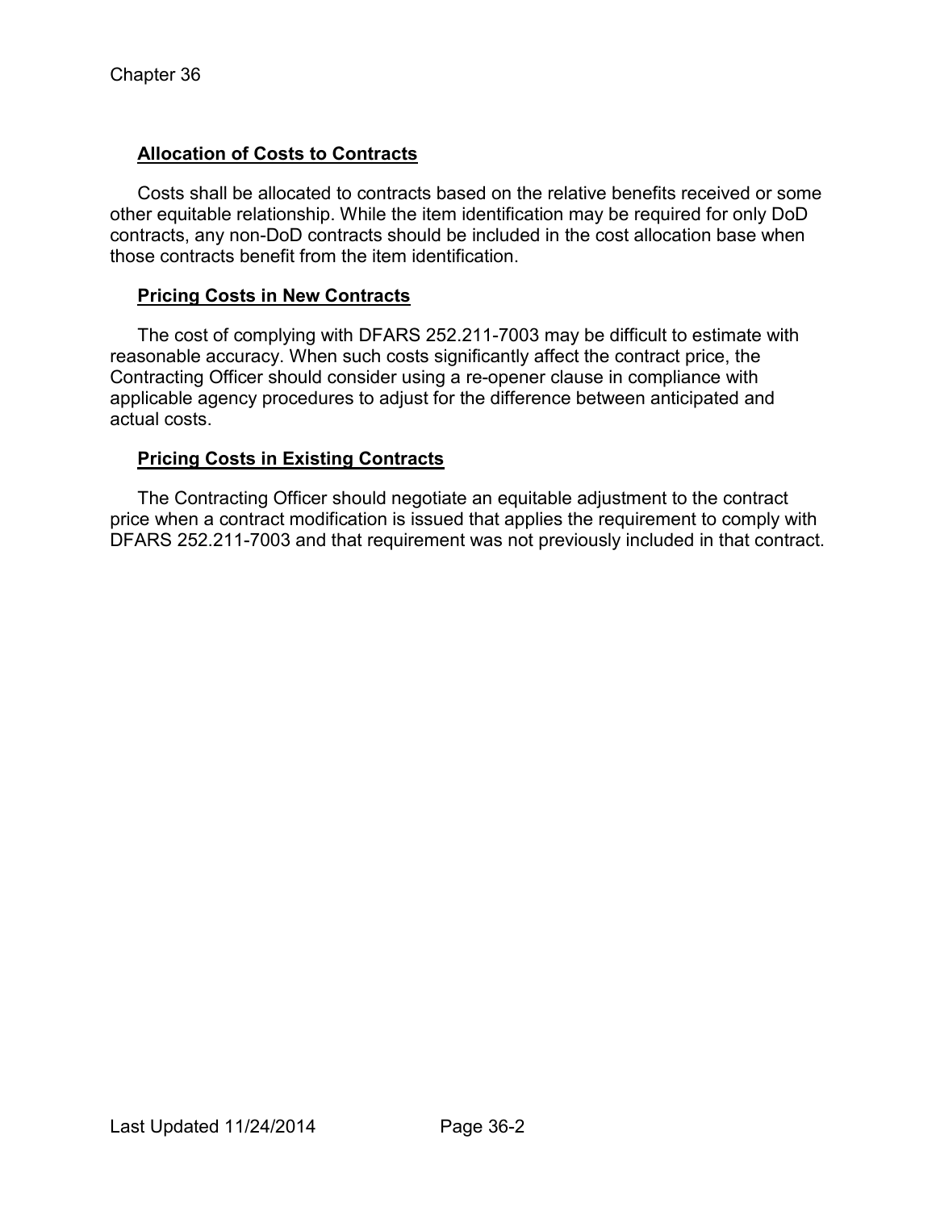### Allocation of Costs to Contracts

Costs shall be allocated to contracts based on the relative benefits received or some other equitable relationship. While the item identification may be required for only DoD contracts, any non-DoD contracts should be included in the cost allocation base when those contracts benefit from the item identification.

### Pricing Costs in New Contracts

The cost of complying with DFARS 252.211-7003 may be difficult to estimate with reasonable accuracy. When such costs significantly affect the contract price, the Contracting Officer should consider using a re-opener clause in compliance with applicable agency procedures to adjust for the difference between anticipated and actual costs.

### Pricing Costs in Existing Contracts

The Contracting Officer should negotiate an equitable adjustment to the contract price when a contract modification is issued that applies the requirement to comply with DFARS 252.211-7003 and that requirement was not previously included in that contract.